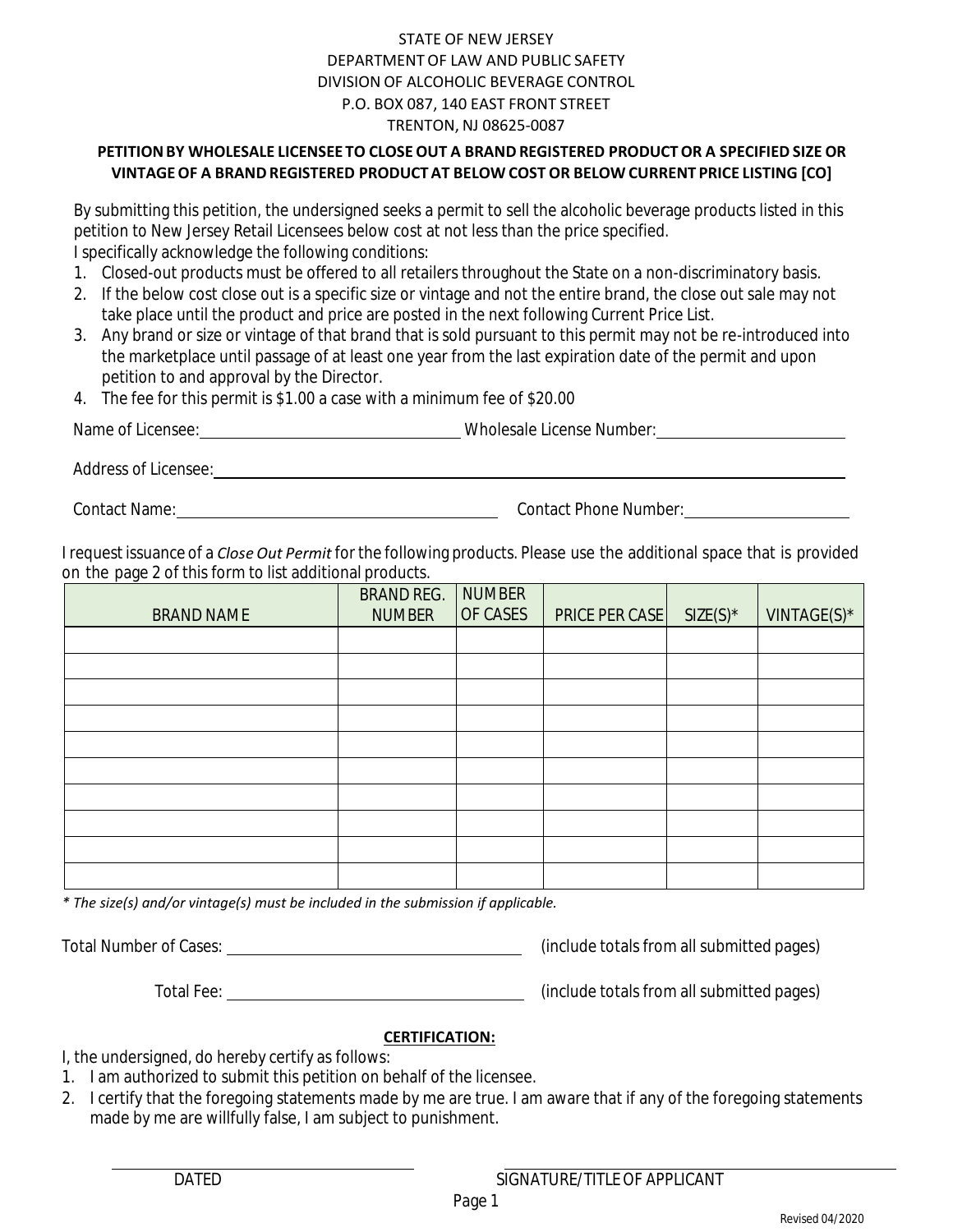STATE OF NEW JERSEY
DEPARTMENT OF LAW AND PUBLIC SAFETY
DIVISION OF ALCOHOLIC BEVERAGE CONTROL
P.O. BOX 087, 140 EAST FRONT STREET
TRENTON, NJ 08625-0087

**PETITION BY WHOLESALE LICENSEE TO CLOSE OUT A BRAND REGISTERED PRODUCT OR A SPECIFIED SIZE OR VINTAGE OF A BRAND REGISTERED PRODUCT AT BELOW COST OR BELOW CURRENT PRICE LISTING [CO]**

By submitting this petition, the undersigned seeks a permit to sell the alcoholic beverage products listed in this petition to New Jersey Retail Licensees below cost at not less than the price specified.
I specifically acknowledge the following conditions:

1. Closed-out products must be offered to all retailers throughout the State on a non-discriminatory basis.
2. If the below cost close out is a specific size or vintage and not the entire brand, the close out sale may not take place until the product and price are posted in the next following Current Price List.
3. Any brand or size or vintage of that brand that is sold pursuant to this permit may not be re-introduced into the marketplace until passage of at least one year from the last expiration date of the permit and upon petition to and approval by the Director.
4. The fee for this permit is $1.00 a case with a minimum fee of $20.00

Name of Licensee: _______________ Wholesale License Number: _______________

Address of Licensee: _______________

Contact Name: _______________ Contact Phone Number: _______________

I request issuance of a *Close Out Permit* for the following products. Please use the additional space that is provided on the page 2 of this form to list additional products.

| BRAND NAME | BRAND REG. NUMBER | NUMBER OF CASES | PRICE PER CASE | SIZE(S)* | VINTAGE(S)* |
|---|---|---|---|---|---|
| | | | | | |
| | | | | | |
| | | | | | |
| | | | | | |
| | | | | | |
| | | | | | |
| | | | | | |
| | | | | | |
| | | | | | |
| | | | | | |

*\* The size(s) and/or vintage(s) must be included in the submission if applicable.*

Total Number of Cases: _______________ (include totals from all submitted pages)

Total Fee: _______________ (include totals from all submitted pages)

**CERTIFICATION:**

I, the undersigned, do hereby certify as follows:

1. I am authorized to submit this petition on behalf of the licensee.
2. I certify that the foregoing statements made by me are true. I am aware that if any of the foregoing statements made by me are willfully false, I am subject to punishment.

_______________ DATED

_______________ SIGNATURE/TITLE OF APPLICANT

Revised 04/2020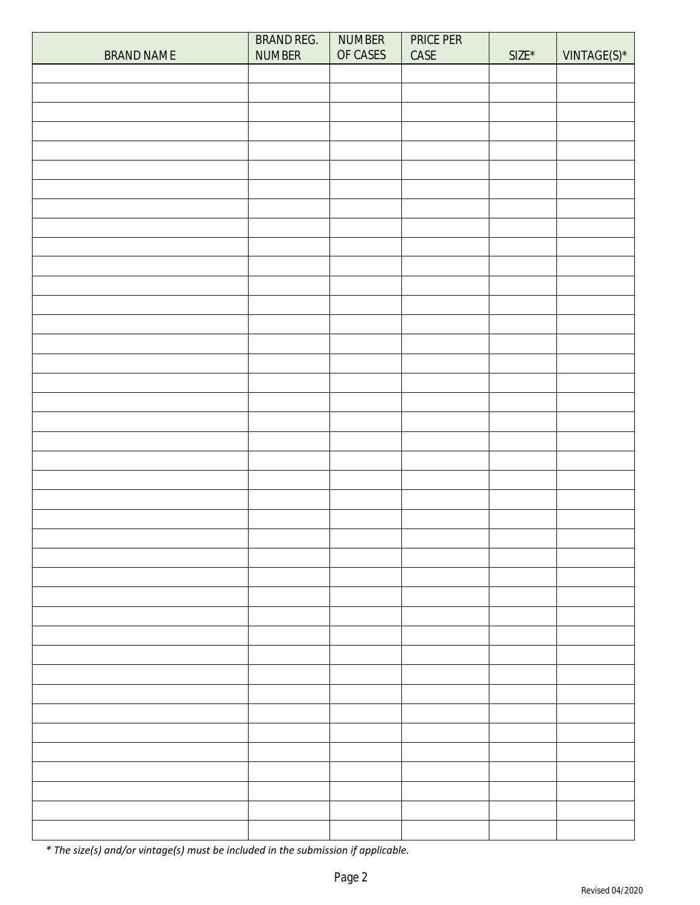| BRAND NAME | BRAND REG. NUMBER | NUMBER OF CASES | PRICE PER CASE | SIZE* | VINTAGE(S)* |
|---|---|---|---|---|---|
| | | | | | |
| | | | | | |
| | | | | | |
| | | | | | |
| | | | | | |
| | | | | | |
| | | | | | |
| | | | | | |
| | | | | | |
| | | | | | |
| | | | | | |
| | | | | | |
| | | | | | |
| | | | | | |
| | | | | | |
| | | | | | |
| | | | | | |
| | | | | | |
| | | | | | |
| | | | | | |
| | | | | | |
| | | | | | |
| | | | | | |
| | | | | | |
| | | | | | |
| | | | | | |
| | | | | | |
| | | | | | |
| | | | | | |
| | | | | | |
| | | | | | |
| | | | | | |
| | | | | | |
| | | | | | |
| | | | | | |
| | | | | | |
| | | | | | |
| | | | | | |
| | | | | | |
| | | | | | |
| | | | | | |

*\* The size(s) and/or vintage(s) must be included in the submission if applicable.*

Revised 04/2020